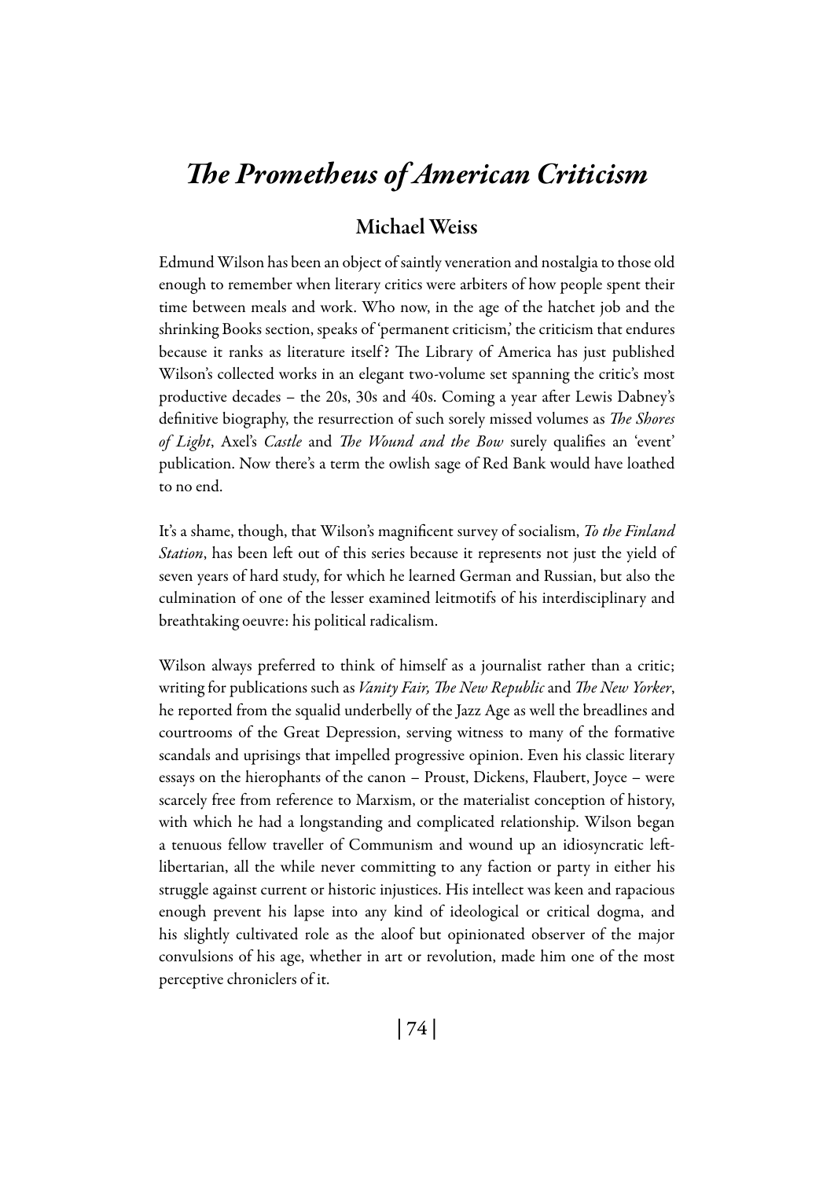# *The Prometheus of American Criticism*

## Michael Weiss

Edmund Wilson has been an object of saintly veneration and nostalgia to those old enough to remember when literary critics were arbiters of how people spent their time between meals and work. Who now, in the age of the hatchet job and the shrinking Books section, speaks of 'permanent criticism,' the criticism that endures because it ranks as literature itself? The Library of America has just published Wilson's collected works in an elegant two-volume set spanning the critic's most productive decades – the 20s, 30s and 40s. Coming a year after Lewis Dabney's definitive biography, the resurrection of such sorely missed volumes as *The Shores of Light*, Axel's *Castle* and *The Wound and the Bow* surely qualifies an 'event' publication. Now there's a term the owlish sage of Red Bank would have loathed to no end.

It's a shame, though, that Wilson's magnificent survey of socialism, *To the Finland Station*, has been left out of this series because it represents not just the yield of seven years of hard study, for which he learned German and Russian, but also the culmination of one of the lesser examined leitmotifs of his interdisciplinary and breathtaking oeuvre: his political radicalism.

Wilson always preferred to think of himself as a journalist rather than a critic; writing for publications such as *Vanity Fair, The New Republic* and *The New Yorker*, he reported from the squalid underbelly of the Jazz Age as well the breadlines and courtrooms of the Great Depression, serving witness to many of the formative scandals and uprisings that impelled progressive opinion. Even his classic literary essays on the hierophants of the canon – Proust, Dickens, Flaubert, Joyce – were scarcely free from reference to Marxism, or the materialist conception of history, with which he had a longstanding and complicated relationship. Wilson began a tenuous fellow traveller of Communism and wound up an idiosyncratic left-libertarian, all the while never committing to any faction or party in either his struggle against current or historic injustices. His intellect was keen and rapacious enough prevent his lapse into any kind of ideological or critical dogma, and his slightly cultivated role as the aloof but opinionated observer of the major convulsions of his age, whether in art or revolution, made him one of the most perceptive chroniclers of it.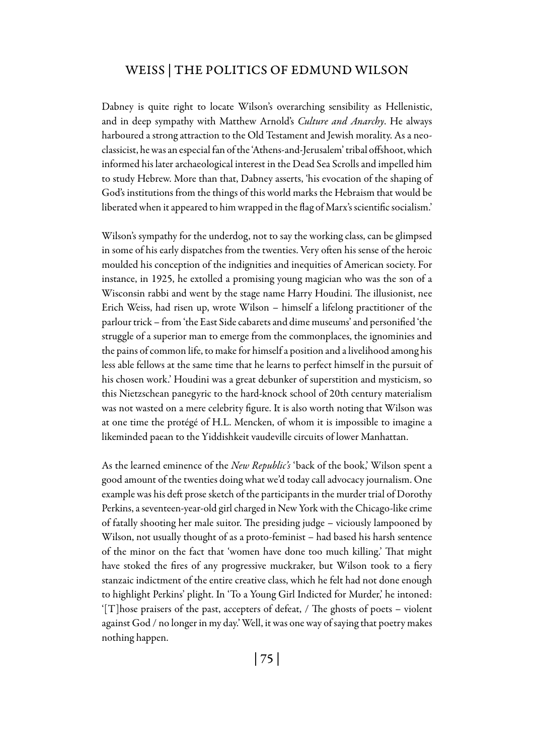Dabney is quite right to locate Wilson's overarching sensibility as Hellenistic, and in deep sympathy with Matthew Arnold's *Culture and Anarchy*. He always harboured a strong attraction to the Old Testament and Jewish morality. As a neo-classicist, he was an especial fan of the 'Athens-and-Jerusalem' tribal offshoot, which informed his later archaeological interest in the Dead Sea Scrolls and impelled him to study Hebrew. More than that, Dabney asserts, 'his evocation of the shaping of God's institutions from the things of this world marks the Hebraism that would be liberated when it appeared to him wrapped in the flag of Marx's scientific socialism.'

Wilson's sympathy for the underdog, not to say the working class, can be glimpsed in some of his early dispatches from the twenties. Very often his sense of the heroic moulded his conception of the indignities and inequities of American society. For instance, in 1925, he extolled a promising young magician who was the son of a Wisconsin rabbi and went by the stage name Harry Houdini. The illusionist, nee Erich Weiss, had risen up, wrote Wilson – himself a lifelong practitioner of the parlour trick – from 'the East Side cabarets and dime museums' and personified 'the struggle of a superior man to emerge from the commonplaces, the ignominies and the pains of common life, to make for himself a position and a livelihood among his less able fellows at the same time that he learns to perfect himself in the pursuit of his chosen work.' Houdini was a great debunker of superstition and mysticism, so this Nietzschean panegyric to the hard-knock school of 20th century materialism was not wasted on a mere celebrity figure. It is also worth noting that Wilson was at one time the protégé of H.L. Mencken, of whom it is impossible to imagine a likeminded paean to the Yiddishkeit vaudeville circuits of lower Manhattan.

As the learned eminence of the *New Republic's* 'back of the book,' Wilson spent a good amount of the twenties doing what we'd today call advocacy journalism. One example was his deft prose sketch of the participants in the murder trial of Dorothy Perkins, a seventeen-year-old girl charged in New York with the Chicago-like crime of fatally shooting her male suitor. The presiding judge – viciously lampooned by Wilson, not usually thought of as a proto-feminist – had based his harsh sentence of the minor on the fact that 'women have done too much killing.' That might have stoked the fires of any progressive muckraker, but Wilson took to a fiery stanzaic indictment of the entire creative class, which he felt had not done enough to highlight Perkins' plight. In 'To a Young Girl Indicted for Murder,' he intoned: '[T]hose praisers of the past, accepters of defeat, / The ghosts of poets – violent against God / no longer in my day.' Well, it was one way of saying that poetry makes nothing happen.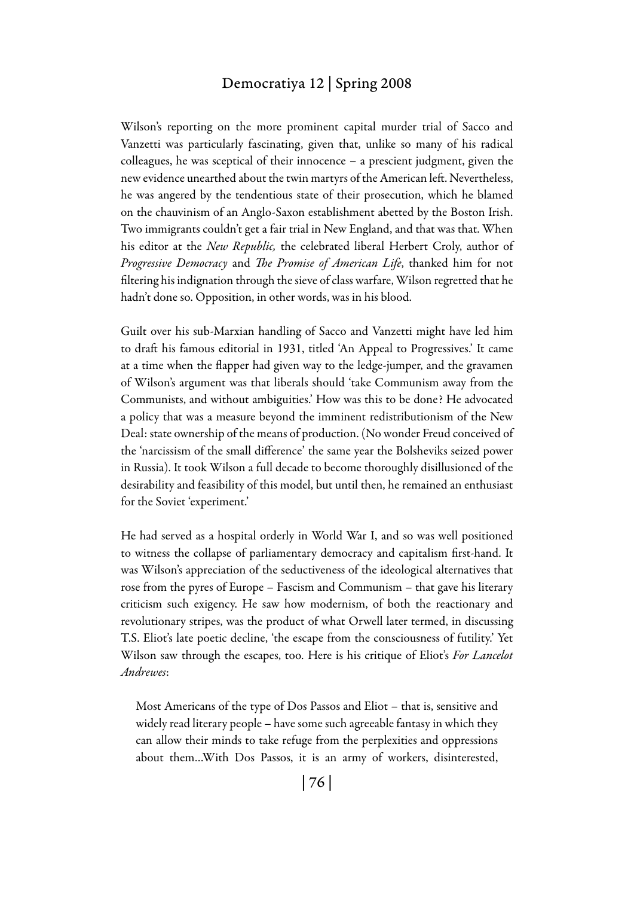Wilson's reporting on the more prominent capital murder trial of Sacco and Vanzetti was particularly fascinating, given that, unlike so many of his radical colleagues, he was sceptical of their innocence – a prescient judgment, given the new evidence unearthed about the twin martyrs of the American left. Nevertheless, he was angered by the tendentious state of their prosecution, which he blamed on the chauvinism of an Anglo-Saxon establishment abetted by the Boston Irish. Two immigrants couldn't get a fair trial in New England, and that was that. When his editor at the *New Republic,* the celebrated liberal Herbert Croly, author of *Progressive Democracy* and *The Promise of American Life*, thanked him for not filtering his indignation through the sieve of class warfare, Wilson regretted that he hadn't done so. Opposition, in other words, was in his blood.

Guilt over his sub-Marxian handling of Sacco and Vanzetti might have led him to draft his famous editorial in 1931, titled 'An Appeal to Progressives.' It came at a time when the flapper had given way to the ledge-jumper, and the gravamen of Wilson's argument was that liberals should 'take Communism away from the Communists, and without ambiguities.' How was this to be done? He advocated a policy that was a measure beyond the imminent redistributionism of the New Deal: state ownership of the means of production. (No wonder Freud conceived of the 'narcissism of the small difference' the same year the Bolsheviks seized power in Russia). It took Wilson a full decade to become thoroughly disillusioned of the desirability and feasibility of this model, but until then, he remained an enthusiast for the Soviet 'experiment.'

He had served as a hospital orderly in World War I, and so was well positioned to witness the collapse of parliamentary democracy and capitalism first-hand. It was Wilson's appreciation of the seductiveness of the ideological alternatives that rose from the pyres of Europe – Fascism and Communism – that gave his literary criticism such exigency. He saw how modernism, of both the reactionary and revolutionary stripes, was the product of what Orwell later termed, in discussing T.S. Eliot's late poetic decline, 'the escape from the consciousness of futility.' Yet Wilson saw through the escapes, too. Here is his critique of Eliot's *For Lancelot Andrewes*:

> Most Americans of the type of Dos Passos and Eliot – that is, sensitive and widely read literary people – have some such agreeable fantasy in which they can allow their minds to take refuge from the perplexities and oppressions about them...With Dos Passos, it is an army of workers, disinterested,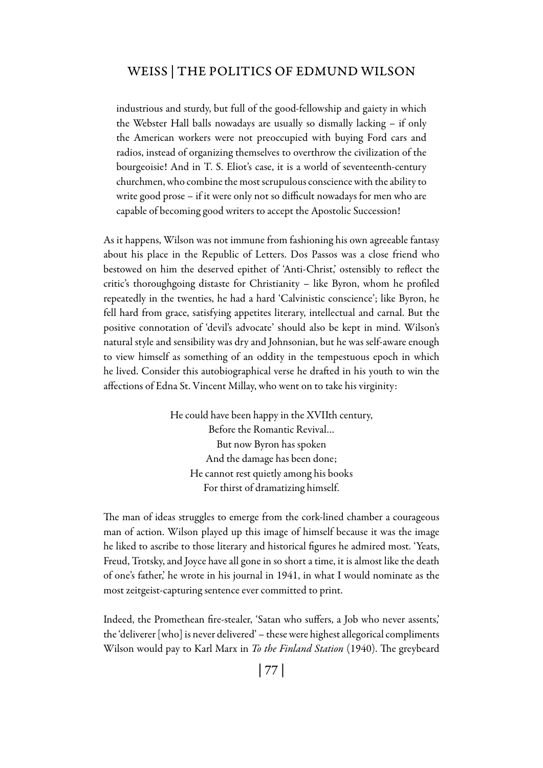> industrious and sturdy, but full of the good-fellowship and gaiety in which the Webster Hall balls nowadays are usually so dismally lacking – if only the American workers were not preoccupied with buying Ford cars and radios, instead of organizing themselves to overthrow the civilization of the bourgeoisie! And in T. S. Eliot's case, it is a world of seventeenth-century churchmen, who combine the most scrupulous conscience with the ability to write good prose – if it were only not so difficult nowadays for men who are capable of becoming good writers to accept the Apostolic Succession!

As it happens, Wilson was not immune from fashioning his own agreeable fantasy about his place in the Republic of Letters. Dos Passos was a close friend who bestowed on him the deserved epithet of 'Anti-Christ,' ostensibly to reflect the critic's thoroughgoing distaste for Christianity – like Byron, whom he profiled repeatedly in the twenties, he had a hard 'Calvinistic conscience'; like Byron, he fell hard from grace, satisfying appetites literary, intellectual and carnal. But the positive connotation of 'devil's advocate' should also be kept in mind. Wilson's natural style and sensibility was dry and Johnsonian, but he was self-aware enough to view himself as something of an oddity in the tempestuous epoch in which he lived. Consider this autobiographical verse he drafted in his youth to win the affections of Edna St. Vincent Millay, who went on to take his virginity:

> He could have been happy in the XVIIth century,
> Before the Romantic Revival...
> But now Byron has spoken
> And the damage has been done;
> He cannot rest quietly among his books
> For thirst of dramatizing himself.

The man of ideas struggles to emerge from the cork-lined chamber a courageous man of action. Wilson played up this image of himself because it was the image he liked to ascribe to those literary and historical figures he admired most. 'Yeats, Freud, Trotsky, and Joyce have all gone in so short a time, it is almost like the death of one's father,' he wrote in his journal in 1941, in what I would nominate as the most zeitgeist-capturing sentence ever committed to print.

Indeed, the Promethean fire-stealer, 'Satan who suffers, a Job who never assents,' the 'deliverer [who] is never delivered' – these were highest allegorical compliments Wilson would pay to Karl Marx in *To the Finland Station* (1940). The greybeard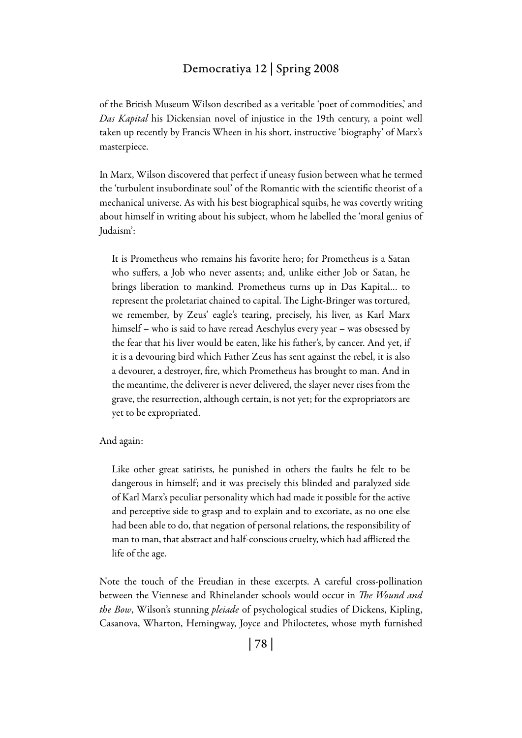of the British Museum Wilson described as a veritable 'poet of commodities,' and *Das Kapital* his Dickensian novel of injustice in the 19th century, a point well taken up recently by Francis Wheen in his short, instructive 'biography' of Marx's masterpiece.

In Marx, Wilson discovered that perfect if uneasy fusion between what he termed the 'turbulent insubordinate soul' of the Romantic with the scientific theorist of a mechanical universe. As with his best biographical squibs, he was covertly writing about himself in writing about his subject, whom he labelled the 'moral genius of Judaism':

> It is Prometheus who remains his favorite hero; for Prometheus is a Satan who suffers, a Job who never assents; and, unlike either Job or Satan, he brings liberation to mankind. Prometheus turns up in Das Kapital… to represent the proletariat chained to capital. The Light-Bringer was tortured, we remember, by Zeus' eagle's tearing, precisely, his liver, as Karl Marx himself – who is said to have reread Aeschylus every year – was obsessed by the fear that his liver would be eaten, like his father's, by cancer. And yet, if it is a devouring bird which Father Zeus has sent against the rebel, it is also a devourer, a destroyer, fire, which Prometheus has brought to man. And in the meantime, the deliverer is never delivered, the slayer never rises from the grave, the resurrection, although certain, is not yet; for the expropriators are yet to be expropriated.

And again:

> Like other great satirists, he punished in others the faults he felt to be dangerous in himself; and it was precisely this blinded and paralyzed side of Karl Marx's peculiar personality which had made it possible for the active and perceptive side to grasp and to explain and to excoriate, as no one else had been able to do, that negation of personal relations, the responsibility of man to man, that abstract and half-conscious cruelty, which had afflicted the life of the age.

Note the touch of the Freudian in these excerpts. A careful cross-pollination between the Viennese and Rhinelander schools would occur in *The Wound and the Bow*, Wilson's stunning *pleiade* of psychological studies of Dickens, Kipling, Casanova, Wharton, Hemingway, Joyce and Philoctetes, whose myth furnished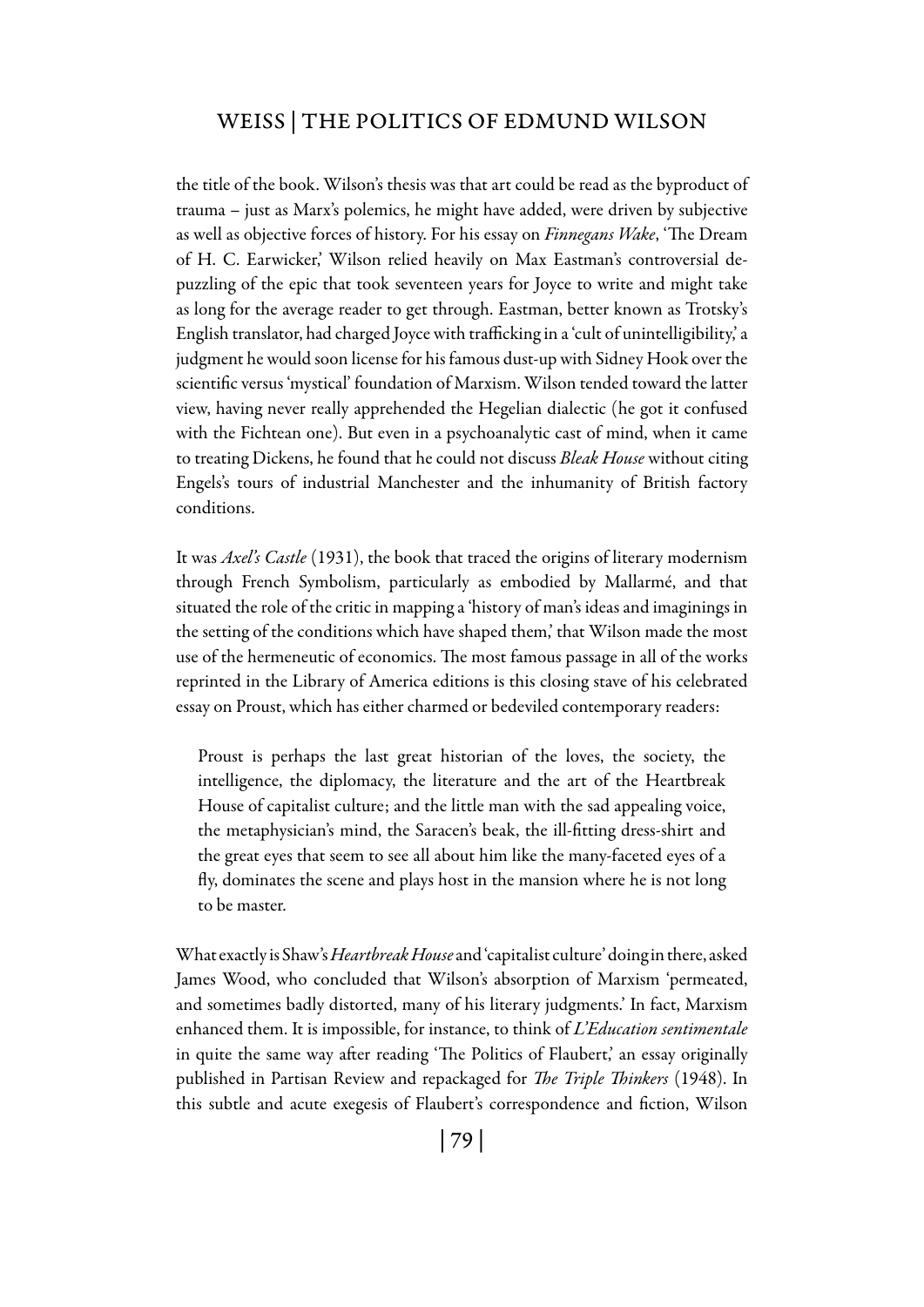the title of the book. Wilson's thesis was that art could be read as the byproduct of trauma – just as Marx's polemics, he might have added, were driven by subjective as well as objective forces of history. For his essay on *Finnegans Wake*, 'The Dream of H. C. Earwicker,' Wilson relied heavily on Max Eastman's controversial depuzzling of the epic that took seventeen years for Joyce to write and might take as long for the average reader to get through. Eastman, better known as Trotsky's English translator, had charged Joyce with trafficking in a 'cult of unintelligibility,' a judgment he would soon license for his famous dust-up with Sidney Hook over the scientific versus 'mystical' foundation of Marxism. Wilson tended toward the latter view, having never really apprehended the Hegelian dialectic (he got it confused with the Fichtean one). But even in a psychoanalytic cast of mind, when it came to treating Dickens, he found that he could not discuss *Bleak House* without citing Engels's tours of industrial Manchester and the inhumanity of British factory conditions.

It was *Axel's Castle* (1931), the book that traced the origins of literary modernism through French Symbolism, particularly as embodied by Mallarmé, and that situated the role of the critic in mapping a 'history of man's ideas and imaginings in the setting of the conditions which have shaped them,' that Wilson made the most use of the hermeneutic of economics. The most famous passage in all of the works reprinted in the Library of America editions is this closing stave of his celebrated essay on Proust, which has either charmed or bedeviled contemporary readers:

> Proust is perhaps the last great historian of the loves, the society, the intelligence, the diplomacy, the literature and the art of the Heartbreak House of capitalist culture; and the little man with the sad appealing voice, the metaphysician's mind, the Saracen's beak, the ill-fitting dress-shirt and the great eyes that seem to see all about him like the many-faceted eyes of a fly, dominates the scene and plays host in the mansion where he is not long to be master.

What exactly is Shaw's *Heartbreak House* and 'capitalist culture' doing in there, asked James Wood, who concluded that Wilson's absorption of Marxism 'permeated, and sometimes badly distorted, many of his literary judgments.' In fact, Marxism enhanced them. It is impossible, for instance, to think of *L'Education sentimentale* in quite the same way after reading 'The Politics of Flaubert,' an essay originally published in Partisan Review and repackaged for *The Triple Thinkers* (1948). In this subtle and acute exegesis of Flaubert's correspondence and fiction, Wilson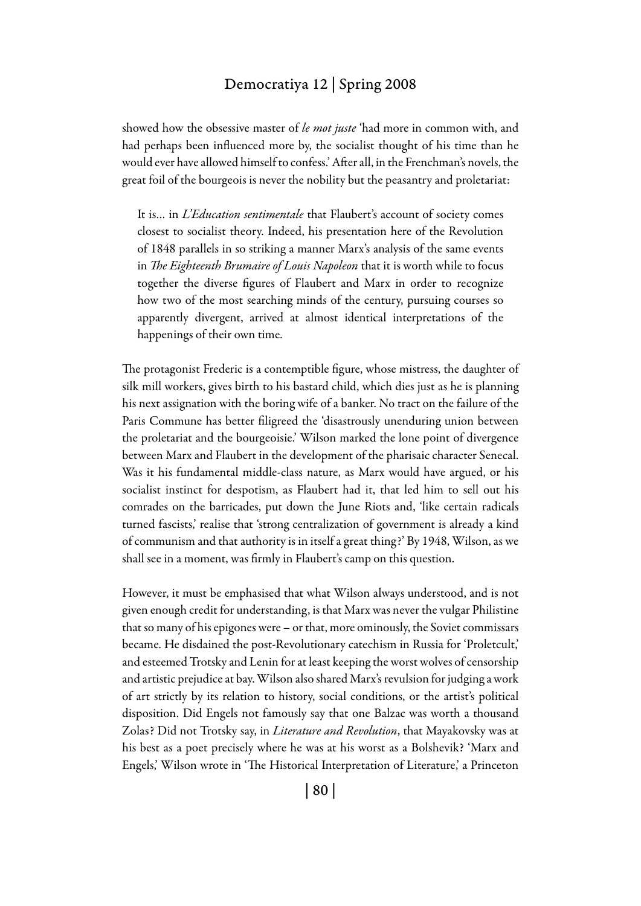showed how the obsessive master of *le mot juste* 'had more in common with, and had perhaps been influenced more by, the socialist thought of his time than he would ever have allowed himself to confess.' After all, in the Frenchman's novels, the great foil of the bourgeois is never the nobility but the peasantry and proletariat:

> It is… in *L'Education sentimentale* that Flaubert's account of society comes closest to socialist theory. Indeed, his presentation here of the Revolution of 1848 parallels in so striking a manner Marx's analysis of the same events in *The Eighteenth Brumaire of Louis Napoleon* that it is worth while to focus together the diverse figures of Flaubert and Marx in order to recognize how two of the most searching minds of the century, pursuing courses so apparently divergent, arrived at almost identical interpretations of the happenings of their own time.

The protagonist Frederic is a contemptible figure, whose mistress, the daughter of silk mill workers, gives birth to his bastard child, which dies just as he is planning his next assignation with the boring wife of a banker. No tract on the failure of the Paris Commune has better filigreed the 'disastrously unenduring union between the proletariat and the bourgeoisie.' Wilson marked the lone point of divergence between Marx and Flaubert in the development of the pharisaic character Senecal. Was it his fundamental middle-class nature, as Marx would have argued, or his socialist instinct for despotism, as Flaubert had it, that led him to sell out his comrades on the barricades, put down the June Riots and, 'like certain radicals turned fascists,' realise that 'strong centralization of government is already a kind of communism and that authority is in itself a great thing?' By 1948, Wilson, as we shall see in a moment, was firmly in Flaubert's camp on this question.

However, it must be emphasised that what Wilson always understood, and is not given enough credit for understanding, is that Marx was never the vulgar Philistine that so many of his epigones were – or that, more ominously, the Soviet commissars became. He disdained the post-Revolutionary catechism in Russia for 'Proletcult,' and esteemed Trotsky and Lenin for at least keeping the worst wolves of censorship and artistic prejudice at bay. Wilson also shared Marx's revulsion for judging a work of art strictly by its relation to history, social conditions, or the artist's political disposition. Did Engels not famously say that one Balzac was worth a thousand Zolas? Did not Trotsky say, in *Literature and Revolution*, that Mayakovsky was at his best as a poet precisely where he was at his worst as a Bolshevik? 'Marx and Engels,' Wilson wrote in 'The Historical Interpretation of Literature,' a Princeton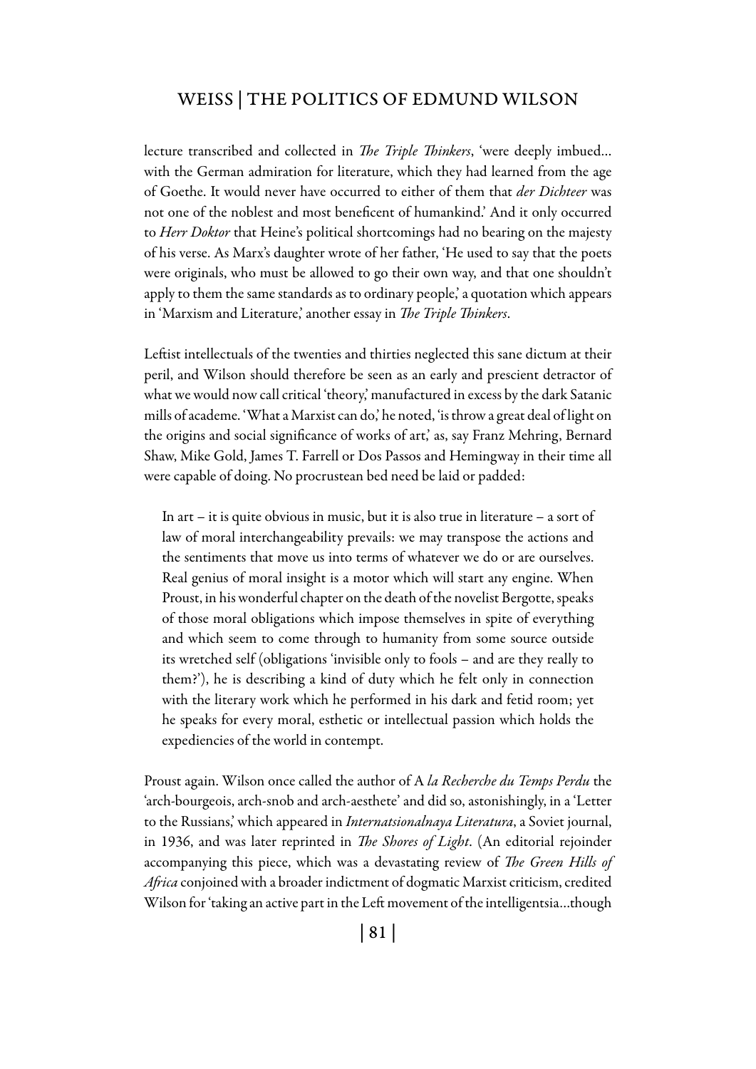lecture transcribed and collected in *The Triple Thinkers*, 'were deeply imbued… with the German admiration for literature, which they had learned from the age of Goethe. It would never have occurred to either of them that *der Dichteer* was not one of the noblest and most beneficent of humankind.' And it only occurred to *Herr Doktor* that Heine's political shortcomings had no bearing on the majesty of his verse. As Marx's daughter wrote of her father, 'He used to say that the poets were originals, who must be allowed to go their own way, and that one shouldn't apply to them the same standards as to ordinary people,' a quotation which appears in 'Marxism and Literature,' another essay in *The Triple Thinkers*.

Leftist intellectuals of the twenties and thirties neglected this sane dictum at their peril, and Wilson should therefore be seen as an early and prescient detractor of what we would now call critical 'theory,' manufactured in excess by the dark Satanic mills of academe. 'What a Marxist can do,' he noted, 'is throw a great deal of light on the origins and social significance of works of art,' as, say Franz Mehring, Bernard Shaw, Mike Gold, James T. Farrell or Dos Passos and Hemingway in their time all were capable of doing. No procrustean bed need be laid or padded:

> In art – it is quite obvious in music, but it is also true in literature – a sort of law of moral interchangeability prevails: we may transpose the actions and the sentiments that move us into terms of whatever we do or are ourselves. Real genius of moral insight is a motor which will start any engine. When Proust, in his wonderful chapter on the death of the novelist Bergotte, speaks of those moral obligations which impose themselves in spite of everything and which seem to come through to humanity from some source outside its wretched self (obligations 'invisible only to fools – and are they really to them?'), he is describing a kind of duty which he felt only in connection with the literary work which he performed in his dark and fetid room; yet he speaks for every moral, esthetic or intellectual passion which holds the expediencies of the world in contempt.

Proust again. Wilson once called the author of A *la Recherche du Temps Perdu* the 'arch-bourgeois, arch-snob and arch-aesthete' and did so, astonishingly, in a 'Letter to the Russians,' which appeared in *Internatsionalnaya Literatura*, a Soviet journal, in 1936, and was later reprinted in *The Shores of Light*. (An editorial rejoinder accompanying this piece, which was a devastating review of *The Green Hills of Africa* conjoined with a broader indictment of dogmatic Marxist criticism, credited Wilson for 'taking an active part in the Left movement of the intelligentsia…though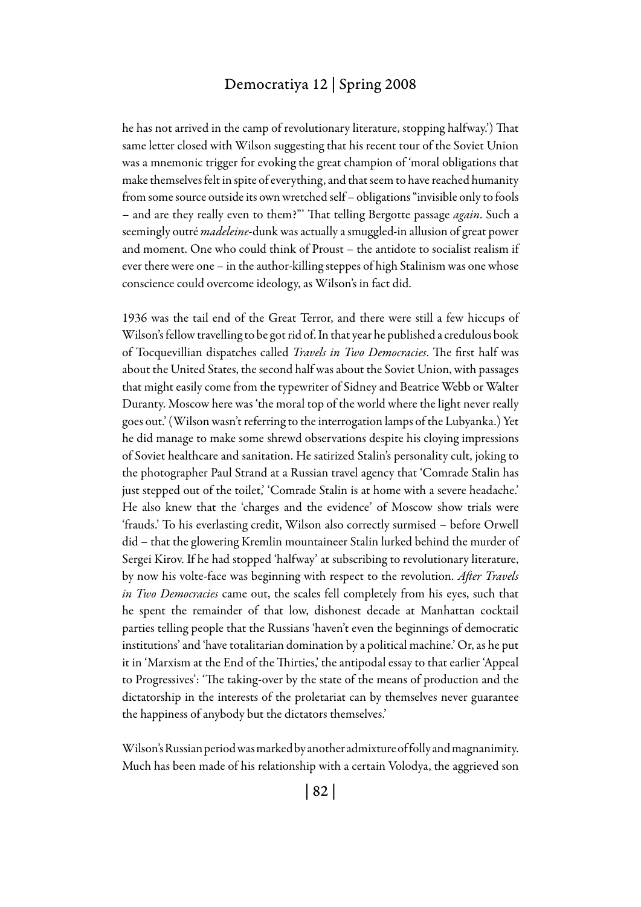he has not arrived in the camp of revolutionary literature, stopping halfway.') That same letter closed with Wilson suggesting that his recent tour of the Soviet Union was a mnemonic trigger for evoking the great champion of 'moral obligations that make themselves felt in spite of everything, and that seem to have reached humanity from some source outside its own wretched self – obligations "invisible only to fools – and are they really even to them?"' That telling Bergotte passage *again*. Such a seemingly outré *madeleine*-dunk was actually a smuggled-in allusion of great power and moment. One who could think of Proust – the antidote to socialist realism if ever there were one – in the author-killing steppes of high Stalinism was one whose conscience could overcome ideology, as Wilson's in fact did.

1936 was the tail end of the Great Terror, and there were still a few hiccups of Wilson's fellow travelling to be got rid of. In that year he published a credulous book of Tocquevillian dispatches called *Travels in Two Democracies*. The first half was about the United States, the second half was about the Soviet Union, with passages that might easily come from the typewriter of Sidney and Beatrice Webb or Walter Duranty. Moscow here was 'the moral top of the world where the light never really goes out.' (Wilson wasn't referring to the interrogation lamps of the Lubyanka.) Yet he did manage to make some shrewd observations despite his cloying impressions of Soviet healthcare and sanitation. He satirized Stalin's personality cult, joking to the photographer Paul Strand at a Russian travel agency that 'Comrade Stalin has just stepped out of the toilet,' 'Comrade Stalin is at home with a severe headache.' He also knew that the 'charges and the evidence' of Moscow show trials were 'frauds.' To his everlasting credit, Wilson also correctly surmised – before Orwell did – that the glowering Kremlin mountaineer Stalin lurked behind the murder of Sergei Kirov. If he had stopped 'halfway' at subscribing to revolutionary literature, by now his volte-face was beginning with respect to the revolution. *After Travels in Two Democracies* came out, the scales fell completely from his eyes, such that he spent the remainder of that low, dishonest decade at Manhattan cocktail parties telling people that the Russians 'haven't even the beginnings of democratic institutions' and 'have totalitarian domination by a political machine.' Or, as he put it in 'Marxism at the End of the Thirties,' the antipodal essay to that earlier 'Appeal to Progressives': 'The taking-over by the state of the means of production and the dictatorship in the interests of the proletariat can by themselves never guarantee the happiness of anybody but the dictators themselves.'

Wilson's Russian period was marked by another admixture of folly and magnanimity. Much has been made of his relationship with a certain Volodya, the aggrieved son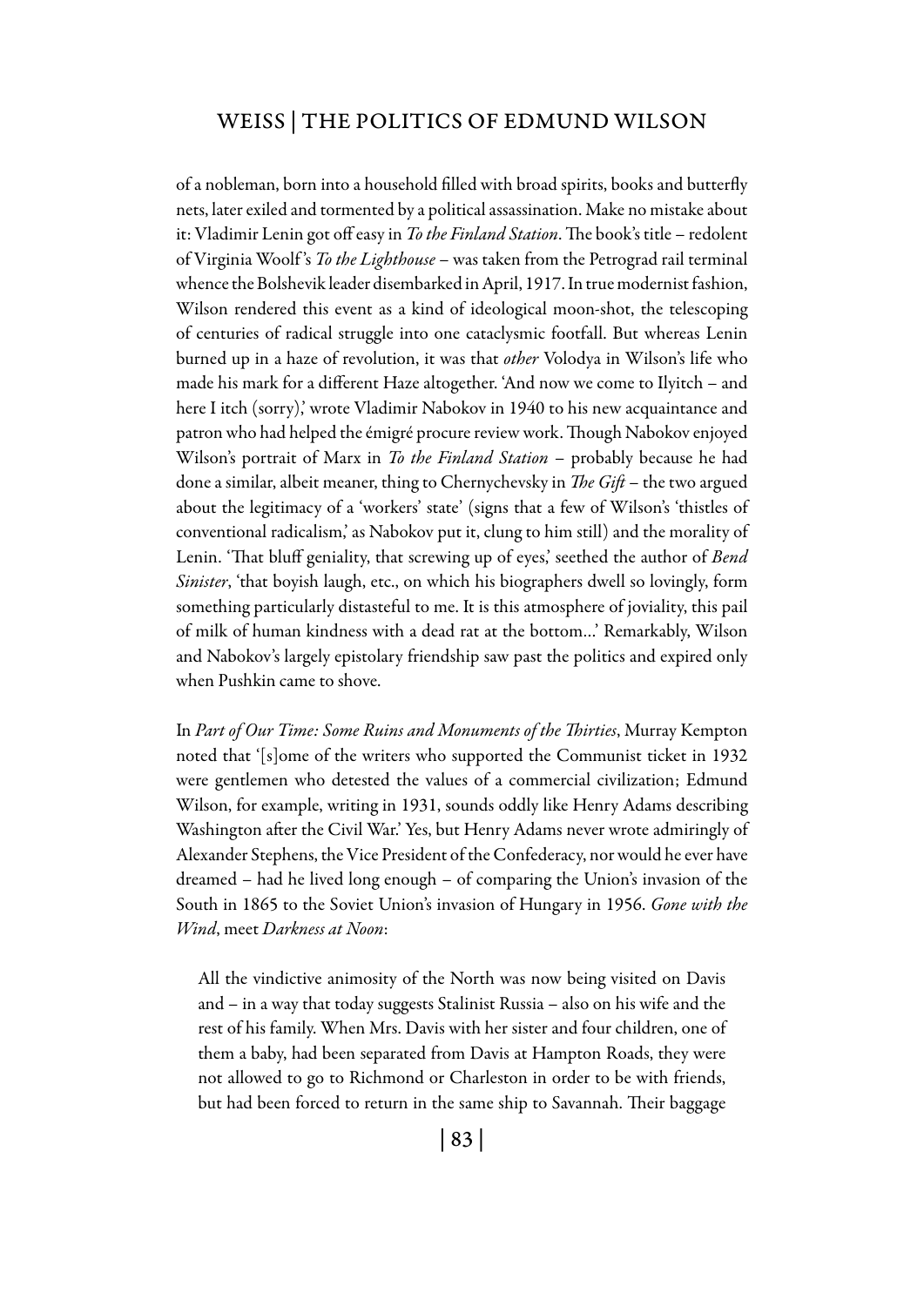of a nobleman, born into a household filled with broad spirits, books and butterfly nets, later exiled and tormented by a political assassination. Make no mistake about it: Vladimir Lenin got off easy in *To the Finland Station*. The book's title – redolent of Virginia Woolf's *To the Lighthouse* – was taken from the Petrograd rail terminal whence the Bolshevik leader disembarked in April, 1917. In true modernist fashion, Wilson rendered this event as a kind of ideological moon-shot, the telescoping of centuries of radical struggle into one cataclysmic footfall. But whereas Lenin burned up in a haze of revolution, it was that *other* Volodya in Wilson's life who made his mark for a different Haze altogether. 'And now we come to Ilyitch – and here I itch (sorry),' wrote Vladimir Nabokov in 1940 to his new acquaintance and patron who had helped the émigré procure review work. Though Nabokov enjoyed Wilson's portrait of Marx in *To the Finland Station* – probably because he had done a similar, albeit meaner, thing to Chernychevsky in *The Gift* – the two argued about the legitimacy of a 'workers' state' (signs that a few of Wilson's 'thistles of conventional radicalism,' as Nabokov put it, clung to him still) and the morality of Lenin. 'That bluff geniality, that screwing up of eyes,' seethed the author of *Bend Sinister*, 'that boyish laugh, etc., on which his biographers dwell so lovingly, form something particularly distasteful to me. It is this atmosphere of joviality, this pail of milk of human kindness with a dead rat at the bottom…' Remarkably, Wilson and Nabokov's largely epistolary friendship saw past the politics and expired only when Pushkin came to shove.

In *Part of Our Time: Some Ruins and Monuments of the Thirties*, Murray Kempton noted that '[s]ome of the writers who supported the Communist ticket in 1932 were gentlemen who detested the values of a commercial civilization; Edmund Wilson, for example, writing in 1931, sounds oddly like Henry Adams describing Washington after the Civil War.' Yes, but Henry Adams never wrote admiringly of Alexander Stephens, the Vice President of the Confederacy, nor would he ever have dreamed – had he lived long enough – of comparing the Union's invasion of the South in 1865 to the Soviet Union's invasion of Hungary in 1956. *Gone with the Wind*, meet *Darkness at Noon*:

> All the vindictive animosity of the North was now being visited on Davis and – in a way that today suggests Stalinist Russia – also on his wife and the rest of his family. When Mrs. Davis with her sister and four children, one of them a baby, had been separated from Davis at Hampton Roads, they were not allowed to go to Richmond or Charleston in order to be with friends, but had been forced to return in the same ship to Savannah. Their baggage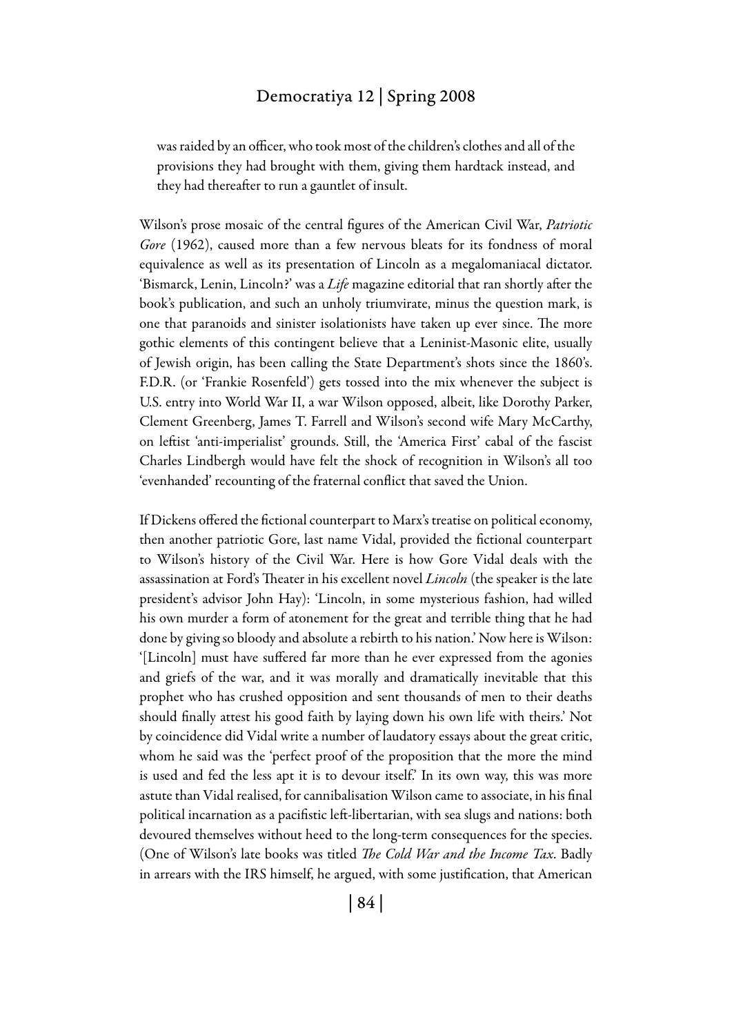was raided by an officer, who took most of the children's clothes and all of the provisions they had brought with them, giving them hardtack instead, and they had thereafter to run a gauntlet of insult.

Wilson's prose mosaic of the central figures of the American Civil War, *Patriotic Gore* (1962), caused more than a few nervous bleats for its fondness of moral equivalence as well as its presentation of Lincoln as a megalomaniacal dictator. 'Bismarck, Lenin, Lincoln?' was a *Life* magazine editorial that ran shortly after the book's publication, and such an unholy triumvirate, minus the question mark, is one that paranoids and sinister isolationists have taken up ever since. The more gothic elements of this contingent believe that a Leninist-Masonic elite, usually of Jewish origin, has been calling the State Department's shots since the 1860's. F.D.R. (or 'Frankie Rosenfeld') gets tossed into the mix whenever the subject is U.S. entry into World War II, a war Wilson opposed, albeit, like Dorothy Parker, Clement Greenberg, James T. Farrell and Wilson's second wife Mary McCarthy, on leftist 'anti-imperialist' grounds. Still, the 'America First' cabal of the fascist Charles Lindbergh would have felt the shock of recognition in Wilson's all too 'evenhanded' recounting of the fraternal conflict that saved the Union.

If Dickens offered the fictional counterpart to Marx's treatise on political economy, then another patriotic Gore, last name Vidal, provided the fictional counterpart to Wilson's history of the Civil War. Here is how Gore Vidal deals with the assassination at Ford's Theater in his excellent novel *Lincoln* (the speaker is the late president's advisor John Hay): 'Lincoln, in some mysterious fashion, had willed his own murder a form of atonement for the great and terrible thing that he had done by giving so bloody and absolute a rebirth to his nation.' Now here is Wilson: '[Lincoln] must have suffered far more than he ever expressed from the agonies and griefs of the war, and it was morally and dramatically inevitable that this prophet who has crushed opposition and sent thousands of men to their deaths should finally attest his good faith by laying down his own life with theirs.' Not by coincidence did Vidal write a number of laudatory essays about the great critic, whom he said was the 'perfect proof of the proposition that the more the mind is used and fed the less apt it is to devour itself.' In its own way, this was more astute than Vidal realised, for cannibalisation Wilson came to associate, in his final political incarnation as a pacifistic left-libertarian, with sea slugs and nations: both devoured themselves without heed to the long-term consequences for the species. (One of Wilson's late books was titled *The Cold War and the Income Tax*. Badly in arrears with the IRS himself, he argued, with some justification, that American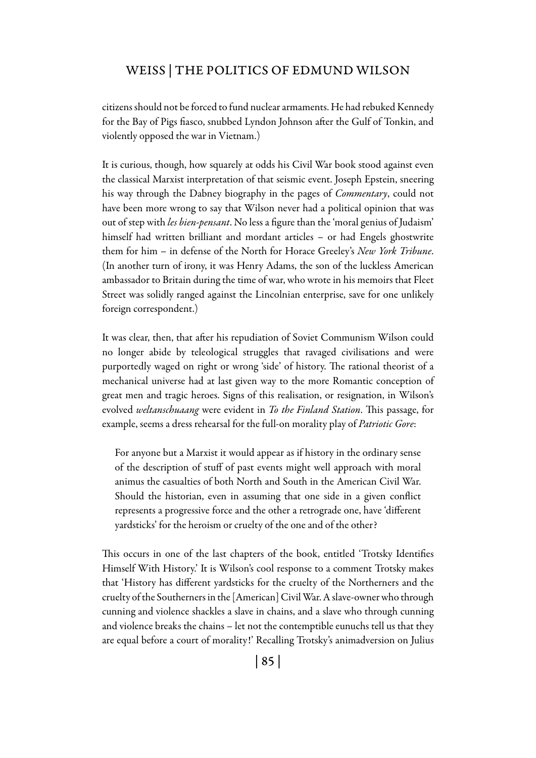citizens should not be forced to fund nuclear armaments. He had rebuked Kennedy for the Bay of Pigs fiasco, snubbed Lyndon Johnson after the Gulf of Tonkin, and violently opposed the war in Vietnam.)

It is curious, though, how squarely at odds his Civil War book stood against even the classical Marxist interpretation of that seismic event. Joseph Epstein, sneering his way through the Dabney biography in the pages of *Commentary*, could not have been more wrong to say that Wilson never had a political opinion that was out of step with *les bien-pensant*. No less a figure than the 'moral genius of Judaism' himself had written brilliant and mordant articles – or had Engels ghostwrite them for him – in defense of the North for Horace Greeley's *New York Tribune*. (In another turn of irony, it was Henry Adams, the son of the luckless American ambassador to Britain during the time of war, who wrote in his memoirs that Fleet Street was solidly ranged against the Lincolnian enterprise, save for one unlikely foreign correspondent.)

It was clear, then, that after his repudiation of Soviet Communism Wilson could no longer abide by teleological struggles that ravaged civilisations and were purportedly waged on right or wrong 'side' of history. The rational theorist of a mechanical universe had at last given way to the more Romantic conception of great men and tragic heroes. Signs of this realisation, or resignation, in Wilson's evolved *weltanschuaang* were evident in *To the Finland Station*. This passage, for example, seems a dress rehearsal for the full-on morality play of *Patriotic Gore*:

> For anyone but a Marxist it would appear as if history in the ordinary sense of the description of stuff of past events might well approach with moral animus the casualties of both North and South in the American Civil War. Should the historian, even in assuming that one side in a given conflict represents a progressive force and the other a retrograde one, have 'different yardsticks' for the heroism or cruelty of the one and of the other?

This occurs in one of the last chapters of the book, entitled 'Trotsky Identifies Himself With History.' It is Wilson's cool response to a comment Trotsky makes that 'History has different yardsticks for the cruelty of the Northerners and the cruelty of the Southerners in the [American] Civil War. A slave-owner who through cunning and violence shackles a slave in chains, and a slave who through cunning and violence breaks the chains – let not the contemptible eunuchs tell us that they are equal before a court of morality!' Recalling Trotsky's animadversion on Julius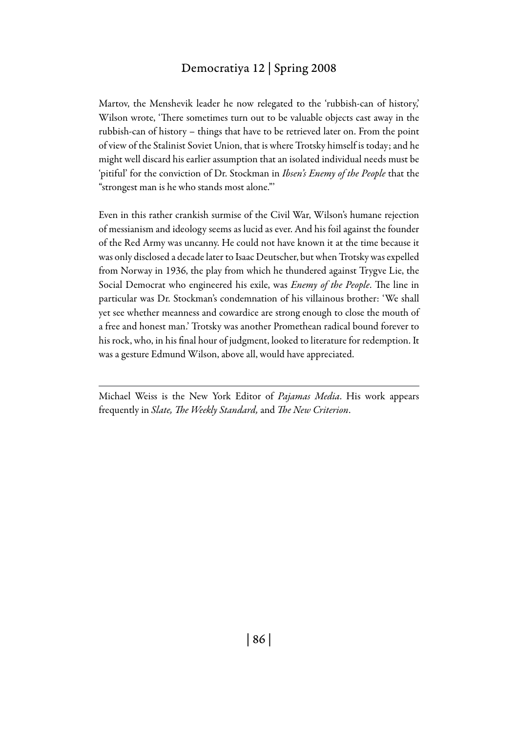Martov, the Menshevik leader he now relegated to the 'rubbish-can of history,' Wilson wrote, 'There sometimes turn out to be valuable objects cast away in the rubbish-can of history – things that have to be retrieved later on. From the point of view of the Stalinist Soviet Union, that is where Trotsky himself is today; and he might well discard his earlier assumption that an isolated individual needs must be 'pitiful' for the conviction of Dr. Stockman in *Ibsen's Enemy of the People* that the "strongest man is he who stands most alone."'

Even in this rather crankish surmise of the Civil War, Wilson's humane rejection of messianism and ideology seems as lucid as ever. And his foil against the founder of the Red Army was uncanny. He could not have known it at the time because it was only disclosed a decade later to Isaac Deutscher, but when Trotsky was expelled from Norway in 1936, the play from which he thundered against Trygve Lie, the Social Democrat who engineered his exile, was *Enemy of the People*. The line in particular was Dr. Stockman's condemnation of his villainous brother: 'We shall yet see whether meanness and cowardice are strong enough to close the mouth of a free and honest man.' Trotsky was another Promethean radical bound forever to his rock, who, in his final hour of judgment, looked to literature for redemption. It was a gesture Edmund Wilson, above all, would have appreciated.

---

Michael Weiss is the New York Editor of *Pajamas Media*. His work appears frequently in *Slate, The Weekly Standard,* and *The New Criterion*.